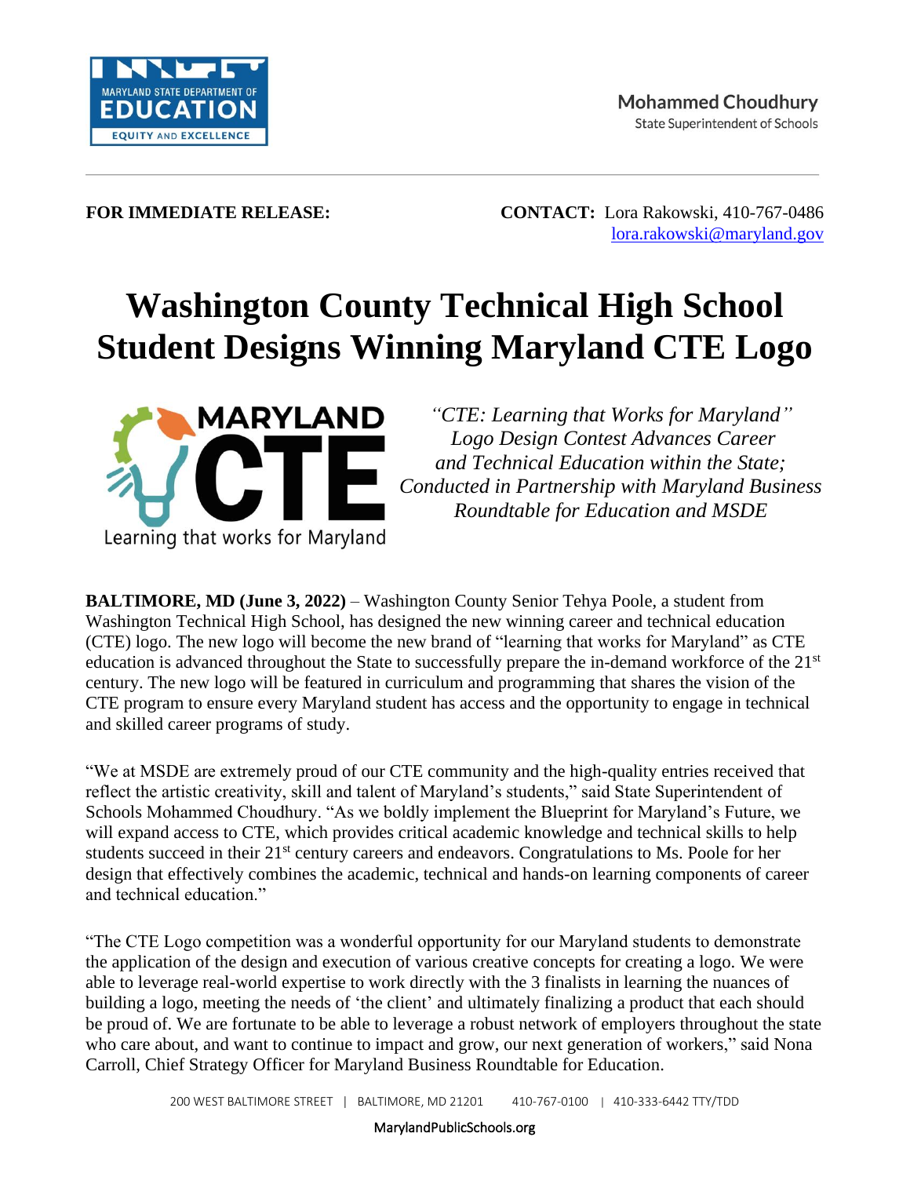MARYLAND STATE DEPARTMENT OF EDUCATION
EQUITY AND EXCELLENCE

**Mohammed Choudhury**
State Superintendent of Schools

**FOR IMMEDIATE RELEASE:**

**CONTACT:** Lora Rakowski, 410-767-0486
lora.rakowski@maryland.gov

# Washington County Technical High School Student Designs Winning Maryland CTE Logo

*"CTE: Learning that Works for Maryland" Logo Design Contest Advances Career and Technical Education within the State; Conducted in Partnership with Maryland Business Roundtable for Education and MSDE*

**BALTIMORE, MD (June 3, 2022)** – Washington County Senior Tehya Poole, a student from Washington Technical High School, has designed the new winning career and technical education (CTE) logo. The new logo will become the new brand of "learning that works for Maryland" as CTE education is advanced throughout the State to successfully prepare the in-demand workforce of the 21st century. The new logo will be featured in curriculum and programming that shares the vision of the CTE program to ensure every Maryland student has access and the opportunity to engage in technical and skilled career programs of study.

"We at MSDE are extremely proud of our CTE community and the high-quality entries received that reflect the artistic creativity, skill and talent of Maryland's students," said State Superintendent of Schools Mohammed Choudhury. "As we boldly implement the Blueprint for Maryland's Future, we will expand access to CTE, which provides critical academic knowledge and technical skills to help students succeed in their 21st century careers and endeavors. Congratulations to Ms. Poole for her design that effectively combines the academic, technical and hands-on learning components of career and technical education."

"The CTE Logo competition was a wonderful opportunity for our Maryland students to demonstrate the application of the design and execution of various creative concepts for creating a logo. We were able to leverage real-world expertise to work directly with the 3 finalists in learning the nuances of building a logo, meeting the needs of 'the client' and ultimately finalizing a product that each should be proud of. We are fortunate to be able to leverage a robust network of employers throughout the state who care about, and want to continue to impact and grow, our next generation of workers," said Nona Carroll, Chief Strategy Officer for Maryland Business Roundtable for Education.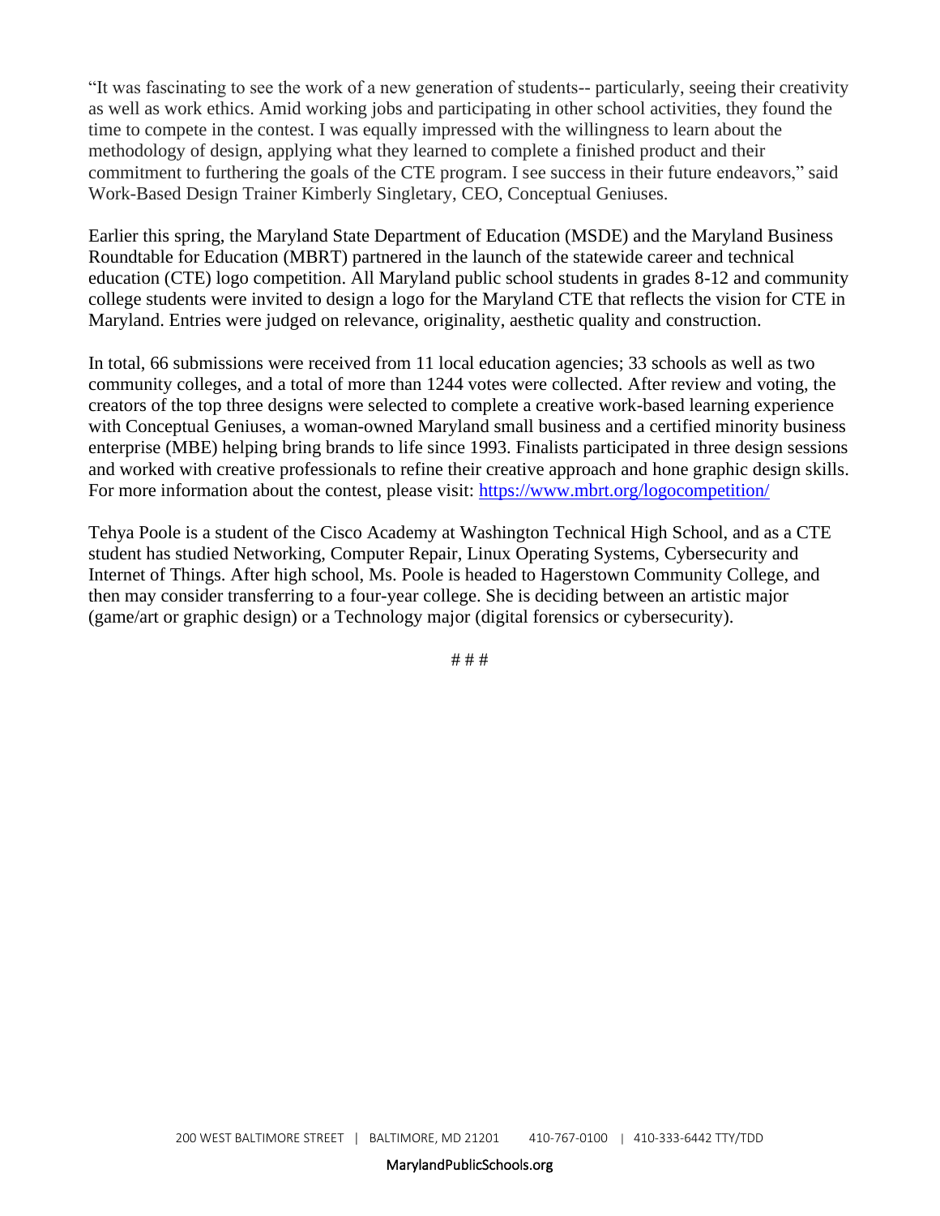"It was fascinating to see the work of a new generation of students-- particularly, seeing their creativity as well as work ethics. Amid working jobs and participating in other school activities, they found the time to compete in the contest. I was equally impressed with the willingness to learn about the methodology of design, applying what they learned to complete a finished product and their commitment to furthering the goals of the CTE program. I see success in their future endeavors," said Work-Based Design Trainer Kimberly Singletary, CEO, Conceptual Geniuses.

Earlier this spring, the Maryland State Department of Education (MSDE) and the Maryland Business Roundtable for Education (MBRT) partnered in the launch of the statewide career and technical education (CTE) logo competition. All Maryland public school students in grades 8-12 and community college students were invited to design a logo for the Maryland CTE that reflects the vision for CTE in Maryland. Entries were judged on relevance, originality, aesthetic quality and construction.

In total, 66 submissions were received from 11 local education agencies; 33 schools as well as two community colleges, and a total of more than 1244 votes were collected. After review and voting, the creators of the top three designs were selected to complete a creative work-based learning experience with Conceptual Geniuses, a woman-owned Maryland small business and a certified minority business enterprise (MBE) helping bring brands to life since 1993. Finalists participated in three design sessions and worked with creative professionals to refine their creative approach and hone graphic design skills. For more information about the contest, please visit: [https://www.mbrt.org/logocompetition/](https://www.mbrt.org/logocompetition/)

Tehya Poole is a student of the Cisco Academy at Washington Technical High School, and as a CTE student has studied Networking, Computer Repair, Linux Operating Systems, Cybersecurity and Internet of Things. After high school, Ms. Poole is headed to Hagerstown Community College, and then may consider transferring to a four-year college. She is deciding between an artistic major (game/art or graphic design) or a Technology major (digital forensics or cybersecurity).

# # #